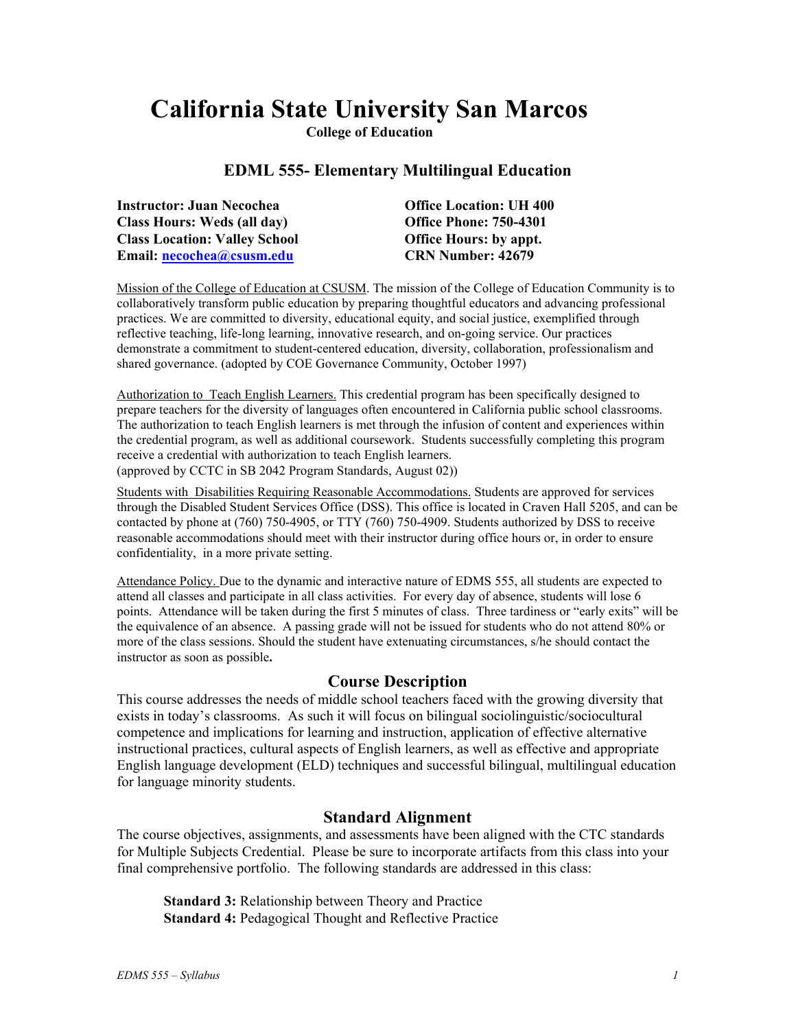# California State University San Marcos

**College of Education**

## EDML 555- Elementary Multilingual Education

**Instructor: Juan Necochea**
**Class Hours: Weds (all day)**
**Class Location: Valley School**
**Email: necochea@csusm.edu**

**Office Location: UH 400**
**Office Phone: 750-4301**
**Office Hours: by appt.**
**CRN Number: 42679**

Mission of the College of Education at CSUSM. The mission of the College of Education Community is to collaboratively transform public education by preparing thoughtful educators and advancing professional practices. We are committed to diversity, educational equity, and social justice, exemplified through reflective teaching, life-long learning, innovative research, and on-going service. Our practices demonstrate a commitment to student-centered education, diversity, collaboration, professionalism and shared governance. (adopted by COE Governance Community, October 1997)

Authorization to Teach English Learners. This credential program has been specifically designed to prepare teachers for the diversity of languages often encountered in California public school classrooms. The authorization to teach English learners is met through the infusion of content and experiences within the credential program, as well as additional coursework. Students successfully completing this program receive a credential with authorization to teach English learners.
(approved by CCTC in SB 2042 Program Standards, August 02))

Students with Disabilities Requiring Reasonable Accommodations. Students are approved for services through the Disabled Student Services Office (DSS). This office is located in Craven Hall 5205, and can be contacted by phone at (760) 750-4905, or TTY (760) 750-4909. Students authorized by DSS to receive reasonable accommodations should meet with their instructor during office hours or, in order to ensure confidentiality, in a more private setting.

Attendance Policy. Due to the dynamic and interactive nature of EDMS 555, all students are expected to attend all classes and participate in all class activities. For every day of absence, students will lose 6 points. Attendance will be taken during the first 5 minutes of class. Three tardiness or "early exits" will be the equivalence of an absence. A passing grade will not be issued for students who do not attend 80% or more of the class sessions. Should the student have extenuating circumstances, s/he should contact the instructor as soon as possible**.**

## Course Description

This course addresses the needs of middle school teachers faced with the growing diversity that exists in today's classrooms. As such it will focus on bilingual sociolinguistic/sociocultural competence and implications for learning and instruction, application of effective alternative instructional practices, cultural aspects of English learners, as well as effective and appropriate English language development (ELD) techniques and successful bilingual, multilingual education for language minority students.

## Standard Alignment

The course objectives, assignments, and assessments have been aligned with the CTC standards for Multiple Subjects Credential. Please be sure to incorporate artifacts from this class into your final comprehensive portfolio. The following standards are addressed in this class:

**Standard 3:** Relationship between Theory and Practice
**Standard 4:** Pedagogical Thought and Reflective Practice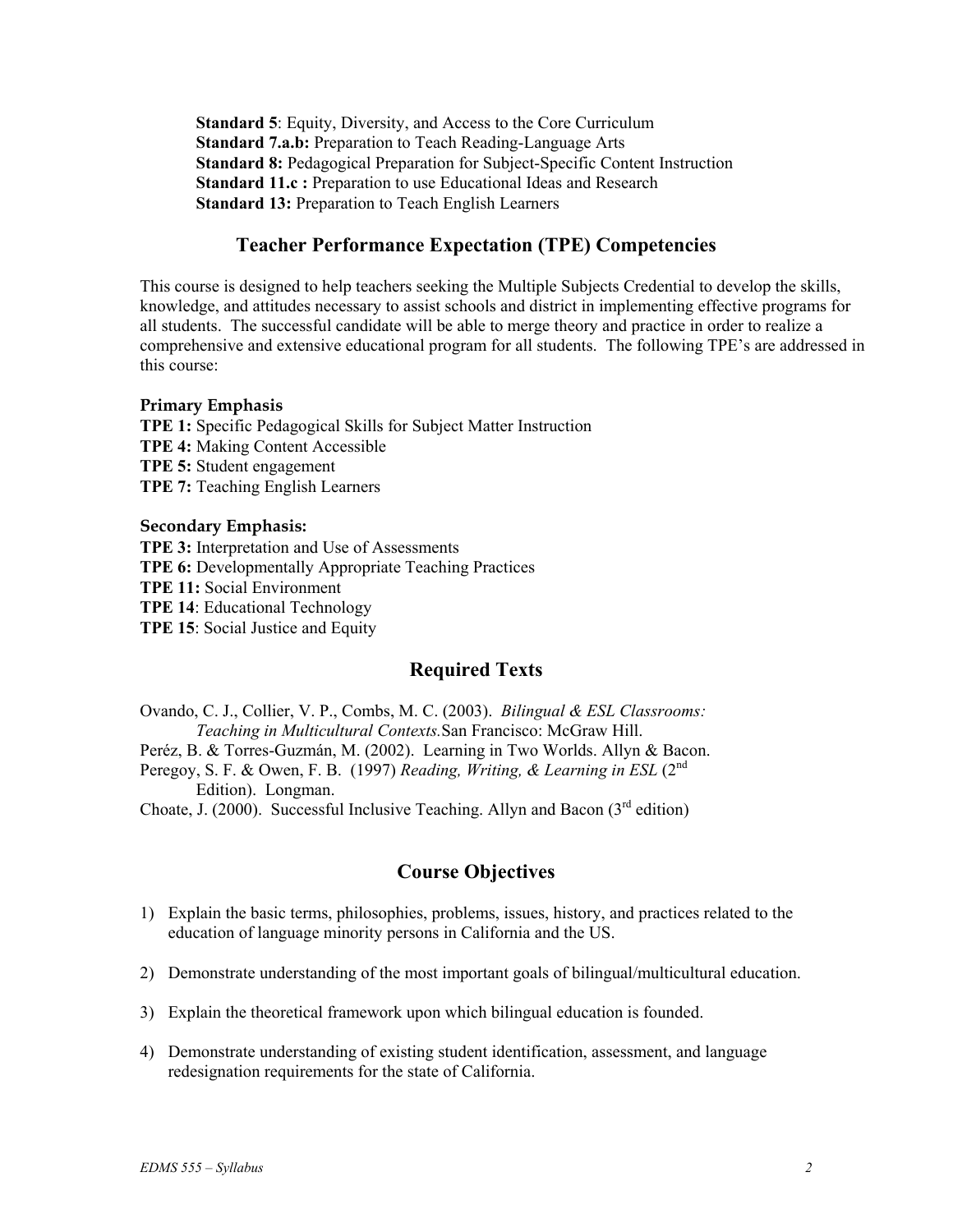**Standard 5**: Equity, Diversity, and Access to the Core Curriculum
**Standard 7.a.b:** Preparation to Teach Reading-Language Arts
**Standard 8:** Pedagogical Preparation for Subject-Specific Content Instruction
**Standard 11.c :** Preparation to use Educational Ideas and Research
**Standard 13:** Preparation to Teach English Learners

## Teacher Performance Expectation (TPE) Competencies

This course is designed to help teachers seeking the Multiple Subjects Credential to develop the skills, knowledge, and attitudes necessary to assist schools and district in implementing effective programs for all students. The successful candidate will be able to merge theory and practice in order to realize a comprehensive and extensive educational program for all students. The following TPE's are addressed in this course:

**Primary Emphasis**
**TPE 1:** Specific Pedagogical Skills for Subject Matter Instruction
**TPE 4:** Making Content Accessible
**TPE 5:** Student engagement
**TPE 7:** Teaching English Learners

**Secondary Emphasis:**
**TPE 3:** Interpretation and Use of Assessments
**TPE 6:** Developmentally Appropriate Teaching Practices
**TPE 11:** Social Environment
**TPE 14**: Educational Technology
**TPE 15**: Social Justice and Equity

## Required Texts

Ovando, C. J., Collier, V. P., Combs, M. C. (2003). *Bilingual & ESL Classrooms: Teaching in Multicultural Contexts.*San Francisco: McGraw Hill.
Peréz, B. & Torres-Guzmán, M. (2002). Learning in Two Worlds. Allyn & Bacon.
Peregoy, S. F. & Owen, F. B. (1997) *Reading, Writing, & Learning in ESL* (2nd Edition). Longman.
Choate, J. (2000). Successful Inclusive Teaching. Allyn and Bacon (3rd edition)

## Course Objectives

1) Explain the basic terms, philosophies, problems, issues, history, and practices related to the education of language minority persons in California and the US.

2) Demonstrate understanding of the most important goals of bilingual/multicultural education.

3) Explain the theoretical framework upon which bilingual education is founded.

4) Demonstrate understanding of existing student identification, assessment, and language redesignation requirements for the state of California.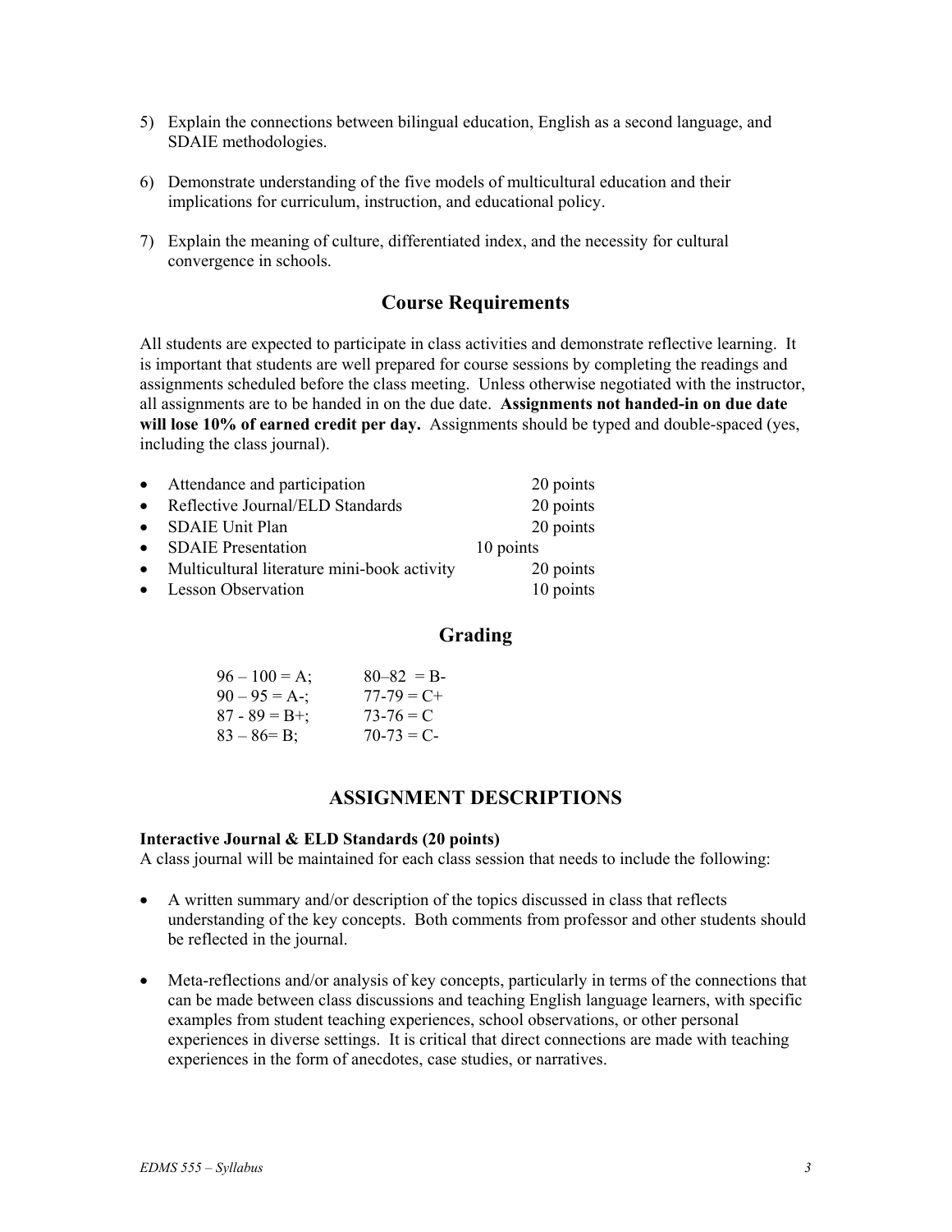5) Explain the connections between bilingual education, English as a second language, and SDAIE methodologies.

6) Demonstrate understanding of the five models of multicultural education and their implications for curriculum, instruction, and educational policy.

7) Explain the meaning of culture, differentiated index, and the necessity for cultural convergence in schools.

## Course Requirements

All students are expected to participate in class activities and demonstrate reflective learning. It is important that students are well prepared for course sessions by completing the readings and assignments scheduled before the class meeting. Unless otherwise negotiated with the instructor, all assignments are to be handed in on the due date. **Assignments not handed-in on due date will lose 10% of earned credit per day.** Assignments should be typed and double-spaced (yes, including the class journal).

- Attendance and participation 20 points
- Reflective Journal/ELD Standards 20 points
- SDAIE Unit Plan 20 points
- SDAIE Presentation 10 points
- Multicultural literature mini-book activity 20 points
- Lesson Observation 10 points

## Grading

| | |
|---|---|
| 96 – 100 = A; | 80–82 = B- |
| 90 – 95 = A-; | 77-79 = C+ |
| 87 - 89 = B+; | 73-76 = C |
| 83 – 86= B; | 70-73 = C- |

## ASSIGNMENT DESCRIPTIONS

**Interactive Journal & ELD Standards (20 points)**

A class journal will be maintained for each class session that needs to include the following:

- A written summary and/or description of the topics discussed in class that reflects understanding of the key concepts. Both comments from professor and other students should be reflected in the journal.

- Meta-reflections and/or analysis of key concepts, particularly in terms of the connections that can be made between class discussions and teaching English language learners, with specific examples from student teaching experiences, school observations, or other personal experiences in diverse settings. It is critical that direct connections are made with teaching experiences in the form of anecdotes, case studies, or narratives.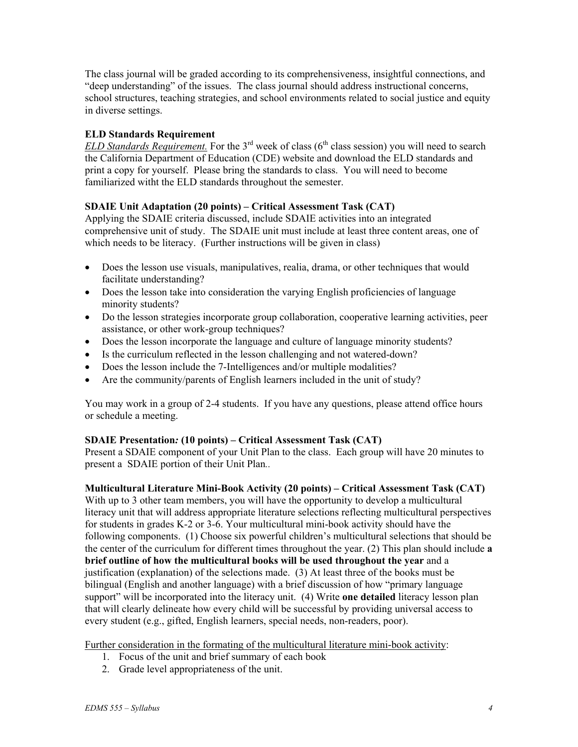The class journal will be graded according to its comprehensiveness, insightful connections, and "deep understanding" of the issues. The class journal should address instructional concerns, school structures, teaching strategies, and school environments related to social justice and equity in diverse settings.

**ELD Standards Requirement**

*ELD Standards Requirement.* For the 3rd week of class (6th class session) you will need to search the California Department of Education (CDE) website and download the ELD standards and print a copy for yourself. Please bring the standards to class. You will need to become familiarized witht the ELD standards throughout the semester.

**SDAIE Unit Adaptation (20 points) – Critical Assessment Task (CAT)**

Applying the SDAIE criteria discussed, include SDAIE activities into an integrated comprehensive unit of study. The SDAIE unit must include at least three content areas, one of which needs to be literacy. (Further instructions will be given in class)

- Does the lesson use visuals, manipulatives, realia, drama, or other techniques that would facilitate understanding?
- Does the lesson take into consideration the varying English proficiencies of language minority students?
- Do the lesson strategies incorporate group collaboration, cooperative learning activities, peer assistance, or other work-group techniques?
- Does the lesson incorporate the language and culture of language minority students?
- Is the curriculum reflected in the lesson challenging and not watered-down?
- Does the lesson include the 7-Intelligences and/or multiple modalities?
- Are the community/parents of English learners included in the unit of study?

You may work in a group of 2-4 students. If you have any questions, please attend office hours or schedule a meeting.

**SDAIE Presentation*:* (10 points) – Critical Assessment Task (CAT)**

Present a SDAIE component of your Unit Plan to the class. Each group will have 20 minutes to present a SDAIE portion of their Unit Plan..

**Multicultural Literature Mini-Book Activity (20 points) – Critical Assessment Task (CAT)**

With up to 3 other team members, you will have the opportunity to develop a multicultural literacy unit that will address appropriate literature selections reflecting multicultural perspectives for students in grades K-2 or 3-6. Your multicultural mini-book activity should have the following components. (1) Choose six powerful children's multicultural selections that should be the center of the curriculum for different times throughout the year. (2) This plan should include **a brief outline of how the multicultural books will be used throughout the year** and a justification (explanation) of the selections made. (3) At least three of the books must be bilingual (English and another language) with a brief discussion of how "primary language support" will be incorporated into the literacy unit. (4) Write **one detailed** literacy lesson plan that will clearly delineate how every child will be successful by providing universal access to every student (e.g., gifted, English learners, special needs, non-readers, poor).

<u>Further consideration in the formating of the multicultural literature mini-book activity</u>:

1. Focus of the unit and brief summary of each book
2. Grade level appropriateness of the unit.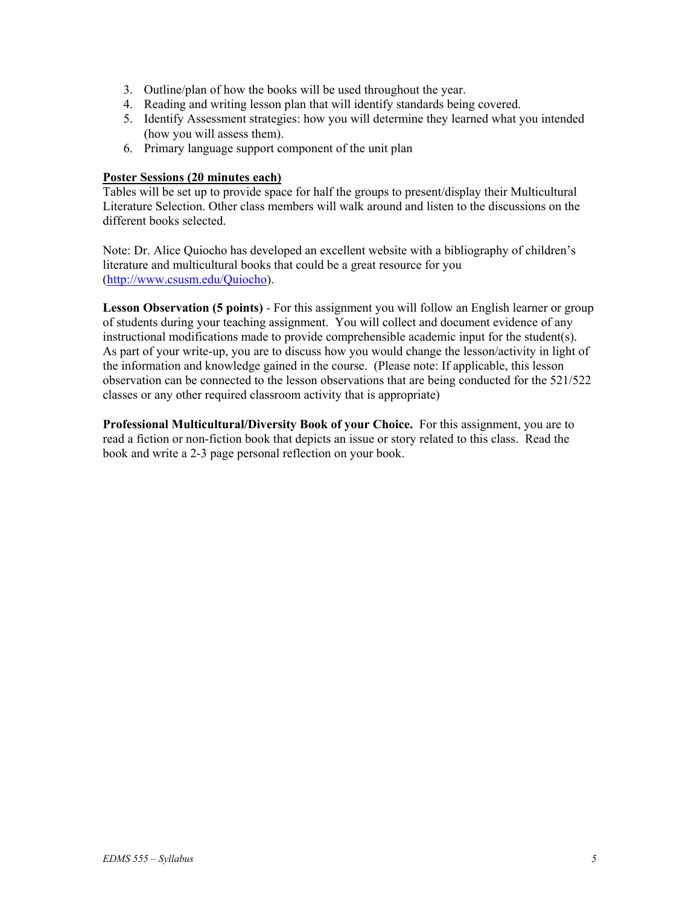3. Outline/plan of how the books will be used throughout the year.
4. Reading and writing lesson plan that will identify standards being covered.
5. Identify Assessment strategies: how you will determine they learned what you intended (how you will assess them).
6. Primary language support component of the unit plan

**Poster Sessions (20 minutes each)**

Tables will be set up to provide space for half the groups to present/display their Multicultural Literature Selection. Other class members will walk around and listen to the discussions on the different books selected.

Note: Dr. Alice Quiocho has developed an excellent website with a bibliography of children's literature and multicultural books that could be a great resource for you (http://www.csusm.edu/Quiocho).

**Lesson Observation (5 points)** - For this assignment you will follow an English learner or group of students during your teaching assignment. You will collect and document evidence of any instructional modifications made to provide comprehensible academic input for the student(s). As part of your write-up, you are to discuss how you would change the lesson/activity in light of the information and knowledge gained in the course. (Please note: If applicable, this lesson observation can be connected to the lesson observations that are being conducted for the 521/522 classes or any other required classroom activity that is appropriate)

**Professional Multicultural/Diversity Book of your Choice.** For this assignment, you are to read a fiction or non-fiction book that depicts an issue or story related to this class. Read the book and write a 2-3 page personal reflection on your book.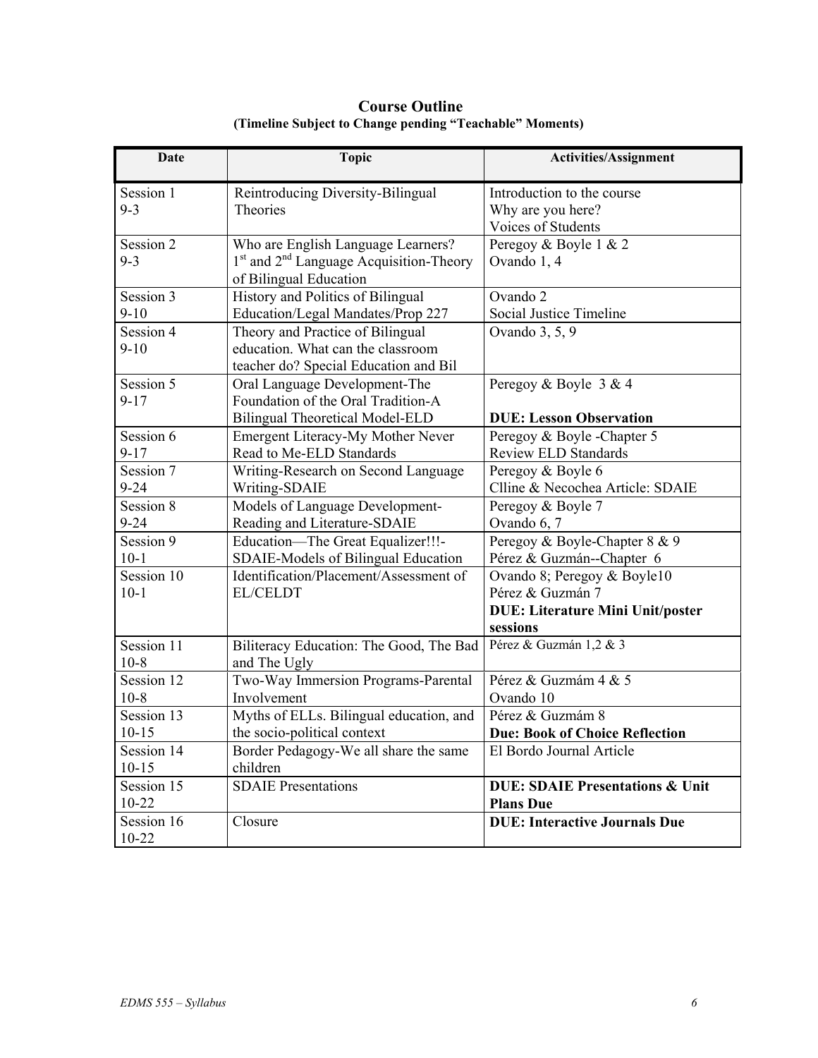# Course Outline

**(Timeline Subject to Change pending "Teachable" Moments)**

| Date | Topic | Activities/Assignment |
|---|---|---|
| Session 1<br>9-3 | Reintroducing Diversity-Bilingual Theories | Introduction to the course<br>Why are you here?<br>Voices of Students |
| Session 2<br>9-3 | Who are English Language Learners?<br>1st and 2nd Language Acquisition-Theory of Bilingual Education | Peregoy & Boyle 1 & 2<br>Ovando 1, 4 |
| Session 3<br>9-10 | History and Politics of Bilingual Education/Legal Mandates/Prop 227 | Ovando 2<br>Social Justice Timeline |
| Session 4<br>9-10 | Theory and Practice of Bilingual education. What can the classroom teacher do? Special Education and Bil | Ovando 3, 5, 9 |
| Session 5<br>9-17 | Oral Language Development-The Foundation of the Oral Tradition-A Bilingual Theoretical Model-ELD | Peregoy & Boyle 3 & 4<br><br>**DUE: Lesson Observation** |
| Session 6<br>9-17 | Emergent Literacy-My Mother Never Read to Me-ELD Standards | Peregoy & Boyle -Chapter 5<br>Review ELD Standards |
| Session 7<br>9-24 | Writing-Research on Second Language Writing-SDAIE | Peregoy & Boyle 6<br>Clline & Necochea Article: SDAIE |
| Session 8<br>9-24 | Models of Language Development-Reading and Literature-SDAIE | Peregoy & Boyle 7<br>Ovando 6, 7 |
| Session 9<br>10-1 | Education—The Great Equalizer!!!-SDAIE-Models of Bilingual Education | Peregoy & Boyle-Chapter 8 & 9<br>Pérez & Guzmán--Chapter 6 |
| Session 10<br>10-1 | Identification/Placement/Assessment of EL/CELDT | Ovando 8; Peregoy & Boyle10<br>Pérez & Guzmán 7<br>**DUE: Literature Mini Unit/poster sessions** |
| Session 11<br>10-8 | Biliteracy Education: The Good, The Bad and The Ugly | Pérez & Guzmán 1,2 & 3 |
| Session 12<br>10-8 | Two-Way Immersion Programs-Parental Involvement | Pérez & Guzmám 4 & 5<br>Ovando 10 |
| Session 13<br>10-15 | Myths of ELLs. Bilingual education, and the socio-political context | Pérez & Guzmám 8<br>**Due: Book of Choice Reflection** |
| Session 14<br>10-15 | Border Pedagogy-We all share the same children | El Bordo Journal Article |
| Session 15<br>10-22 | SDAIE Presentations | **DUE: SDAIE Presentations & Unit Plans Due** |
| Session 16<br>10-22 | Closure | **DUE: Interactive Journals Due** |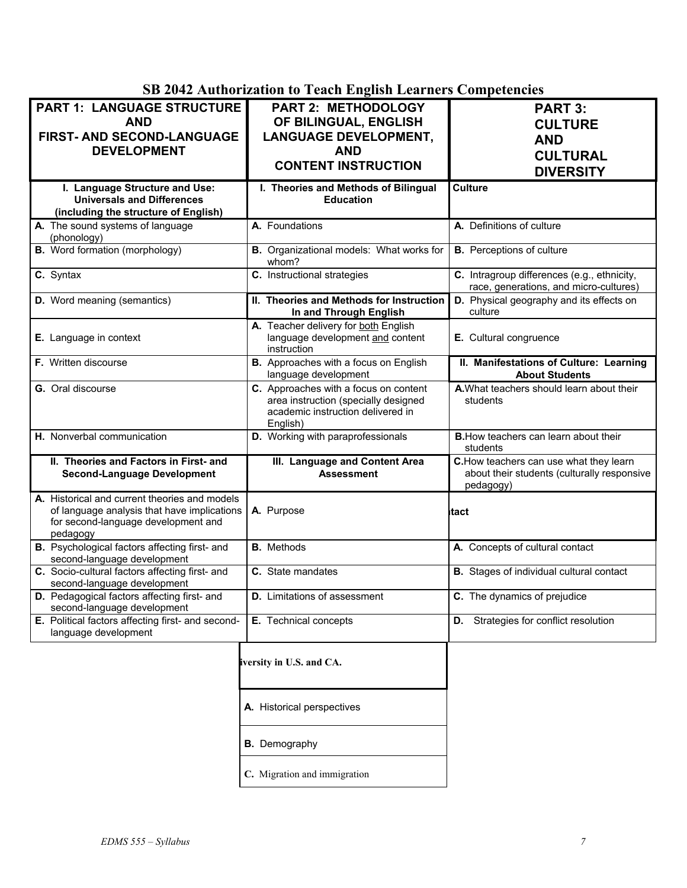# SB 2042 Authorization to Teach English Learners Competencies

| PART 1: LANGUAGE STRUCTURE AND FIRST- AND SECOND-LANGUAGE DEVELOPMENT | PART 2: METHODOLOGY OF BILINGUAL, ENGLISH LANGUAGE DEVELOPMENT, AND CONTENT INSTRUCTION | PART 3: CULTURE AND CULTURAL DIVERSITY |
|---|---|---|
| **I. Language Structure and Use: Universals and Differences (including the structure of English)** | **I. Theories and Methods of Bilingual Education** | **Culture** |
| **A.** The sound systems of language (phonology) | **A.** Foundations | **A.** Definitions of culture |
| **B.** Word formation (morphology) | **B.** Organizational models: What works for whom? | **B.** Perceptions of culture |
| **C.** Syntax | **C.** Instructional strategies | **C.** Intragroup differences (e.g., ethnicity, race, generations, and micro-cultures) |
| **D.** Word meaning (semantics) | **II. Theories and Methods for Instruction In and Through English** | **D.** Physical geography and its effects on culture |
| **E.** Language in context | **A.** Teacher delivery for both English language development and content instruction | **E.** Cultural congruence |
| **F.** Written discourse | **B.** Approaches with a focus on English language development | **II. Manifestations of Culture: Learning About Students** |
| **G.** Oral discourse | **C.** Approaches with a focus on content area instruction (specially designed academic instruction delivered in English) | **A.** What teachers should learn about their students |
| **H.** Nonverbal communication | **D.** Working with paraprofessionals | **B.** How teachers can learn about their students |
| **II. Theories and Factors in First- and Second-Language Development** | **III. Language and Content Area Assessment** | **C.** How teachers can use what they learn about their students (culturally responsive pedagogy) |
| **A.** Historical and current theories and models of language analysis that have implications for second-language development and pedagogy | **A.** Purpose | **tact** |
| **B.** Psychological factors affecting first- and second-language development | **B.** Methods | **A.** Concepts of cultural contact |
| **C.** Socio-cultural factors affecting first- and second-language development | **C.** State mandates | **B.** Stages of individual cultural contact |
| **D.** Pedagogical factors affecting first- and second-language development | **D.** Limitations of assessment | **C.** The dynamics of prejudice |
| **E.** Political factors affecting first- and second-language development | **E.** Technical concepts | **D.** Strategies for conflict resolution |
| | **iversity in U.S. and CA.** | |
| | **A.** Historical perspectives | |
| | **B.** Demography | |
| | **C.** Migration and immigration | |